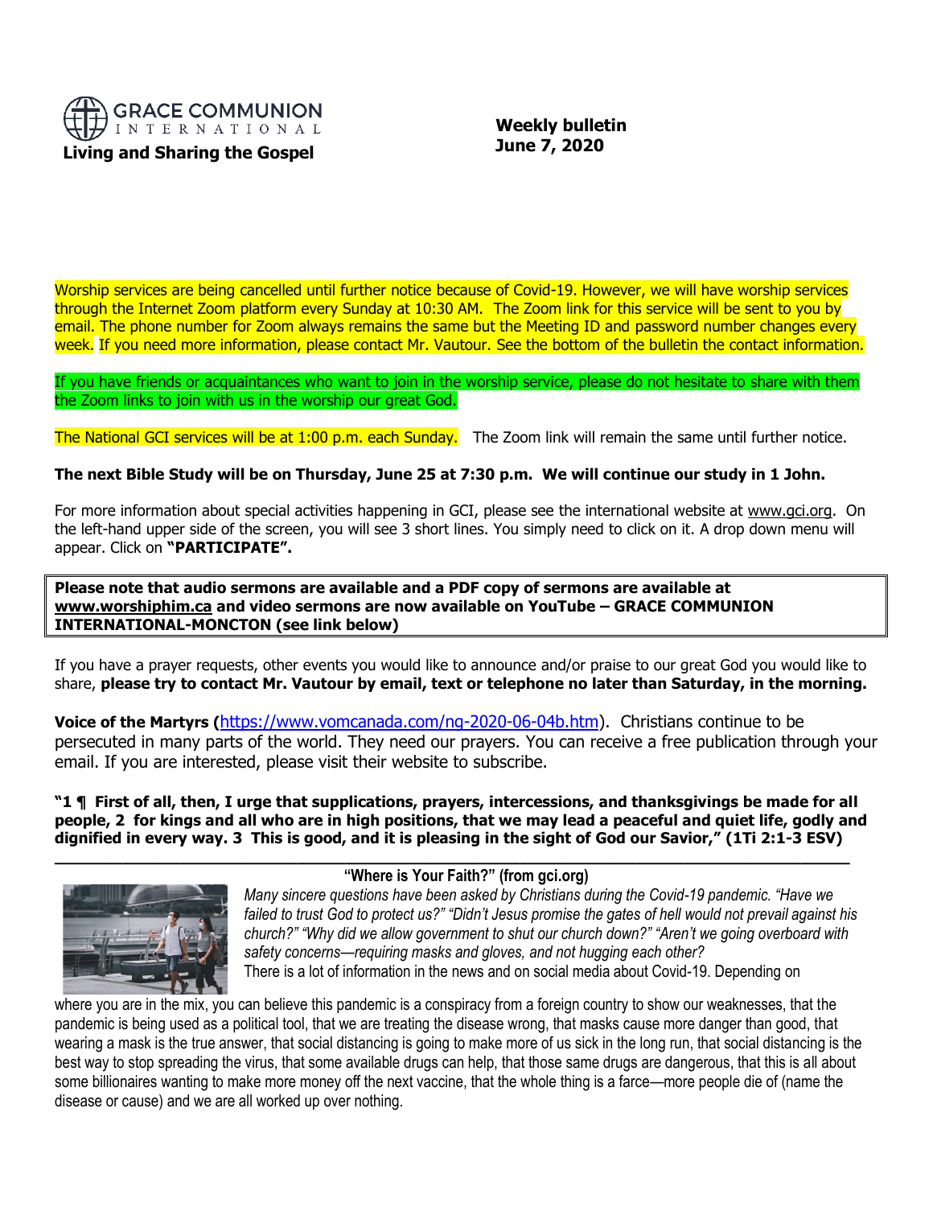GRACE COMMUNION INTERNATIONAL

**Living and Sharing the Gospel**

**Weekly bulletin**
**June 7, 2020**

Worship services are being cancelled until further notice because of Covid-19. However, we will have worship services through the Internet Zoom platform every Sunday at 10:30 AM. The Zoom link for this service will be sent to you by email. The phone number for Zoom always remains the same but the Meeting ID and password number changes every week. If you need more information, please contact Mr. Vautour. See the bottom of the bulletin the contact information.

If you have friends or acquaintances who want to join in the worship service, please do not hesitate to share with them the Zoom links to join with us in the worship our great God.

The National GCI services will be at 1:00 p.m. each Sunday. The Zoom link will remain the same until further notice.

**The next Bible Study will be on Thursday, June 25 at 7:30 p.m. We will continue our study in 1 John.**

For more information about special activities happening in GCI, please see the international website at www.gci.org. On the left-hand upper side of the screen, you will see 3 short lines. You simply need to click on it. A drop down menu will appear. Click on **"PARTICIPATE".**

**Please note that audio sermons are available and a PDF copy of sermons are available at www.worshiphim.ca and video sermons are now available on YouTube – GRACE COMMUNION INTERNATIONAL-MONCTON (see link below)**

If you have a prayer requests, other events you would like to announce and/or praise to our great God you would like to share, **please try to contact Mr. Vautour by email, text or telephone no later than Saturday, in the morning.**

**Voice of the Martyrs (**https://www.vomcanada.com/ng-2020-06-04b.htm). Christians continue to be persecuted in many parts of the world. They need our prayers. You can receive a free publication through your email. If you are interested, please visit their website to subscribe.

**"1 ¶ First of all, then, I urge that supplications, prayers, intercessions, and thanksgivings be made for all people, 2 for kings and all who are in high positions, that we may lead a peaceful and quiet life, godly and dignified in every way. 3 This is good, and it is pleasing in the sight of God our Savior," (1Ti 2:1-3 ESV)**

---

**"Where is Your Faith?" (from gci.org)**

*Many sincere questions have been asked by Christians during the Covid-19 pandemic. "Have we failed to trust God to protect us?" "Didn't Jesus promise the gates of hell would not prevail against his church?" "Why did we allow government to shut our church down?" "Aren't we going overboard with safety concerns—requiring masks and gloves, and not hugging each other?*

There is a lot of information in the news and on social media about Covid-19. Depending on where you are in the mix, you can believe this pandemic is a conspiracy from a foreign country to show our weaknesses, that the pandemic is being used as a political tool, that we are treating the disease wrong, that masks cause more danger than good, that wearing a mask is the true answer, that social distancing is going to make more of us sick in the long run, that social distancing is the best way to stop spreading the virus, that some available drugs can help, that those same drugs are dangerous, that this is all about some billionaires wanting to make more money off the next vaccine, that the whole thing is a farce—more people die of (name the disease or cause) and we are all worked up over nothing.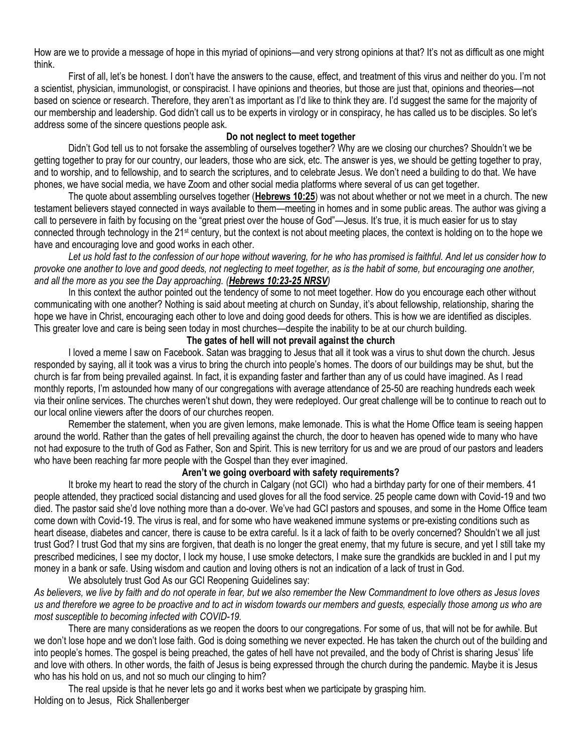How are we to provide a message of hope in this myriad of opinions—and very strong opinions at that? It's not as difficult as one might think.

First of all, let's be honest. I don't have the answers to the cause, effect, and treatment of this virus and neither do you. I'm not a scientist, physician, immunologist, or conspiracist. I have opinions and theories, but those are just that, opinions and theories—not based on science or research. Therefore, they aren't as important as I'd like to think they are. I'd suggest the same for the majority of our membership and leadership. God didn't call us to be experts in virology or in conspiracy, he has called us to be disciples. So let's address some of the sincere questions people ask.

**Do not neglect to meet together**

Didn't God tell us to not forsake the assembling of ourselves together? Why are we closing our churches? Shouldn't we be getting together to pray for our country, our leaders, those who are sick, etc. The answer is yes, we should be getting together to pray, and to worship, and to fellowship, and to search the scriptures, and to celebrate Jesus. We don't need a building to do that. We have phones, we have social media, we have Zoom and other social media platforms where several of us can get together.

The quote about assembling ourselves together (**Hebrews 10:25**) was not about whether or not we meet in a church. The new testament believers stayed connected in ways available to them—meeting in homes and in some public areas. The author was giving a call to persevere in faith by focusing on the "great priest over the house of God"—Jesus. It's true, it is much easier for us to stay connected through technology in the 21st century, but the context is not about meeting places, the context is holding on to the hope we have and encouraging love and good works in each other.

*Let us hold fast to the confession of our hope without wavering, for he who has promised is faithful. And let us consider how to provoke one another to love and good deeds, not neglecting to meet together, as is the habit of some, but encouraging one another, and all the more as you see the Day approaching. (**Hebrews 10:23-25 NRSV**)*

In this context the author pointed out the tendency of some to not meet together. How do you encourage each other without communicating with one another? Nothing is said about meeting at church on Sunday, it's about fellowship, relationship, sharing the hope we have in Christ, encouraging each other to love and doing good deeds for others. This is how we are identified as disciples. This greater love and care is being seen today in most churches—despite the inability to be at our church building.

**The gates of hell will not prevail against the church**

I loved a meme I saw on Facebook. Satan was bragging to Jesus that all it took was a virus to shut down the church. Jesus responded by saying, all it took was a virus to bring the church into people's homes. The doors of our buildings may be shut, but the church is far from being prevailed against. In fact, it is expanding faster and farther than any of us could have imagined. As I read monthly reports, I'm astounded how many of our congregations with average attendance of 25-50 are reaching hundreds each week via their online services. The churches weren't shut down, they were redeployed. Our great challenge will be to continue to reach out to our local online viewers after the doors of our churches reopen.

Remember the statement, when you are given lemons, make lemonade. This is what the Home Office team is seeing happen around the world. Rather than the gates of hell prevailing against the church, the door to heaven has opened wide to many who have not had exposure to the truth of God as Father, Son and Spirit. This is new territory for us and we are proud of our pastors and leaders who have been reaching far more people with the Gospel than they ever imagined.

**Aren't we going overboard with safety requirements?**

It broke my heart to read the story of the church in Calgary (not GCI) who had a birthday party for one of their members. 41 people attended, they practiced social distancing and used gloves for all the food service. 25 people came down with Covid-19 and two died. The pastor said she'd love nothing more than a do-over. We've had GCI pastors and spouses, and some in the Home Office team come down with Covid-19. The virus is real, and for some who have weakened immune systems or pre-existing conditions such as heart disease, diabetes and cancer, there is cause to be extra careful. Is it a lack of faith to be overly concerned? Shouldn't we all just trust God? I trust God that my sins are forgiven, that death is no longer the great enemy, that my future is secure, and yet I still take my prescribed medicines, I see my doctor, I lock my house, I use smoke detectors, I make sure the grandkids are buckled in and I put my money in a bank or safe. Using wisdom and caution and loving others is not an indication of a lack of trust in God.

We absolutely trust God As our GCI Reopening Guidelines say:

*As believers, we live by faith and do not operate in fear, but we also remember the New Commandment to love others as Jesus loves us and therefore we agree to be proactive and to act in wisdom towards our members and guests, especially those among us who are most susceptible to becoming infected with COVID-19.*

There are many considerations as we reopen the doors to our congregations. For some of us, that will not be for awhile. But we don't lose hope and we don't lose faith. God is doing something we never expected. He has taken the church out of the building and into people's homes. The gospel is being preached, the gates of hell have not prevailed, and the body of Christ is sharing Jesus' life and love with others. In other words, the faith of Jesus is being expressed through the church during the pandemic. Maybe it is Jesus who has his hold on us, and not so much our clinging to him?

The real upside is that he never lets go and it works best when we participate by grasping him.

Holding on to Jesus, Rick Shallenberger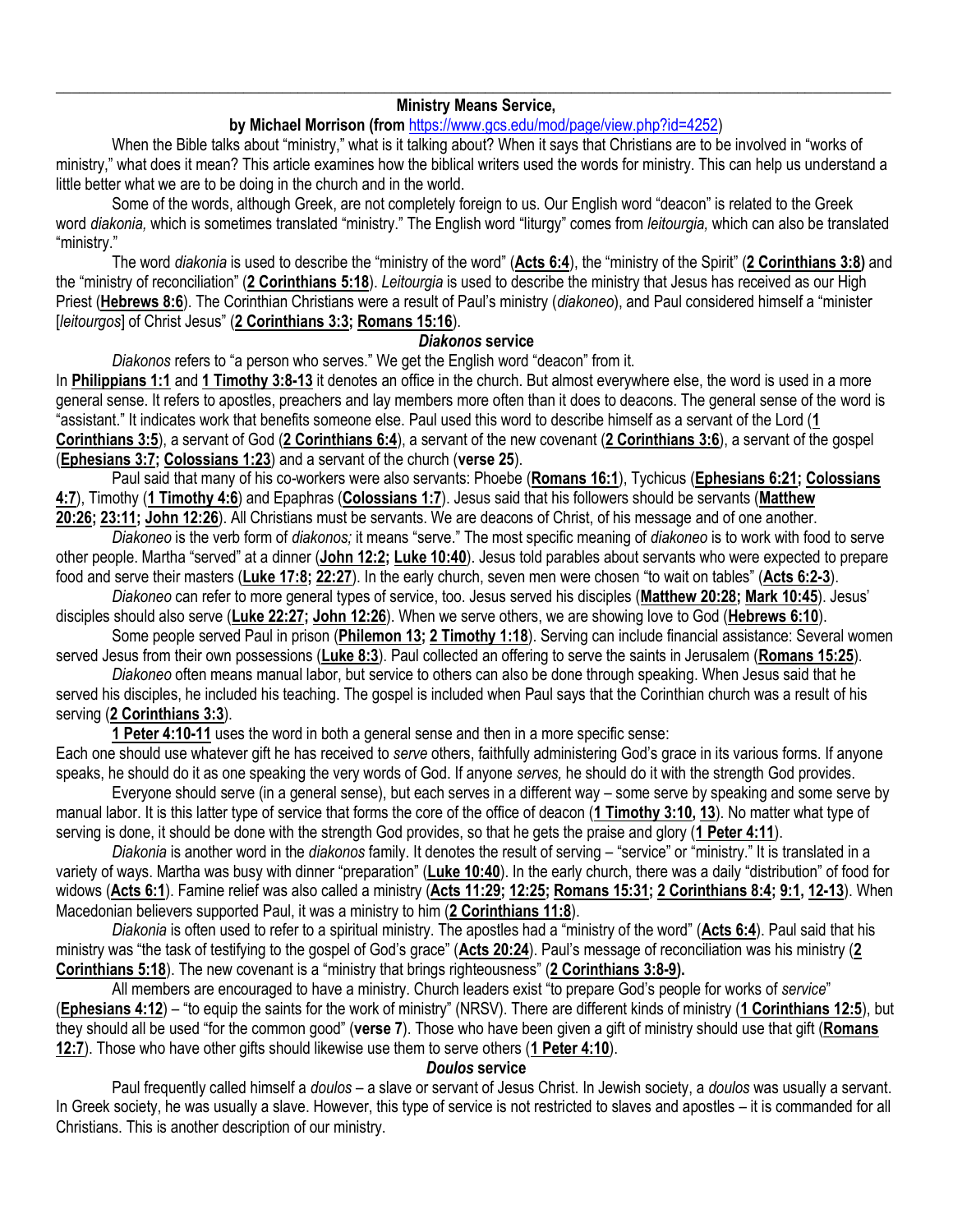**Ministry Means Service,**

**by Michael Morrison (from https://www.gcs.edu/mod/page/view.php?id=4252)**

When the Bible talks about "ministry," what is it talking about? When it says that Christians are to be involved in "works of ministry," what does it mean? This article examines how the biblical writers used the words for ministry. This can help us understand a little better what we are to be doing in the church and in the world.

Some of the words, although Greek, are not completely foreign to us. Our English word "deacon" is related to the Greek word *diakonia,* which is sometimes translated "ministry." The English word "liturgy" comes from *leitourgia,* which can also be translated "ministry."

The word *diakonia* is used to describe the "ministry of the word" (**Acts 6:4**), the "ministry of the Spirit" (**2 Corinthians 3:8)** and the "ministry of reconciliation" (**2 Corinthians 5:18**). *Leitourgia* is used to describe the ministry that Jesus has received as our High Priest (**Hebrews 8:6**). The Corinthian Christians were a result of Paul's ministry (*diakoneo*), and Paul considered himself a "minister [*leitourgos*] of Christ Jesus" (**2 Corinthians 3:3; Romans 15:16**).

### *Diakonos* service

*Diakonos* refers to "a person who serves." We get the English word "deacon" from it.

In **Philippians 1:1** and **1 Timothy 3:8-13** it denotes an office in the church. But almost everywhere else, the word is used in a more general sense. It refers to apostles, preachers and lay members more often than it does to deacons. The general sense of the word is "assistant." It indicates work that benefits someone else. Paul used this word to describe himself as a servant of the Lord (**1 Corinthians 3:5**), a servant of God (**2 Corinthians 6:4**), a servant of the new covenant (**2 Corinthians 3:6**), a servant of the gospel (**Ephesians 3:7; Colossians 1:23**) and a servant of the church (**verse 25**).

Paul said that many of his co-workers were also servants: Phoebe (**Romans 16:1**), Tychicus (**Ephesians 6:21; Colossians 4:7**), Timothy (**1 Timothy 4:6**) and Epaphras (**Colossians 1:7**). Jesus said that his followers should be servants (**Matthew 20:26; 23:11; John 12:26**). All Christians must be servants. We are deacons of Christ, of his message and of one another.

*Diakoneo* is the verb form of *diakonos;* it means "serve." The most specific meaning of *diakoneo* is to work with food to serve other people. Martha "served" at a dinner (**John 12:2; Luke 10:40**). Jesus told parables about servants who were expected to prepare food and serve their masters (**Luke 17:8; 22:27**). In the early church, seven men were chosen "to wait on tables" (**Acts 6:2-3**).

*Diakoneo* can refer to more general types of service, too. Jesus served his disciples (**Matthew 20:28; Mark 10:45**). Jesus' disciples should also serve (**Luke 22:27; John 12:26**). When we serve others, we are showing love to God (**Hebrews 6:10**).

Some people served Paul in prison (**Philemon 13; 2 Timothy 1:18**). Serving can include financial assistance: Several women served Jesus from their own possessions (**Luke 8:3**). Paul collected an offering to serve the saints in Jerusalem (**Romans 15:25**).

*Diakoneo* often means manual labor, but service to others can also be done through speaking. When Jesus said that he served his disciples, he included his teaching. The gospel is included when Paul says that the Corinthian church was a result of his serving (**2 Corinthians 3:3**).

**1 Peter 4:10-11** uses the word in both a general sense and then in a more specific sense:

Each one should use whatever gift he has received to *serve* others, faithfully administering God's grace in its various forms. If anyone speaks, he should do it as one speaking the very words of God. If anyone *serves,* he should do it with the strength God provides.

Everyone should serve (in a general sense), but each serves in a different way – some serve by speaking and some serve by manual labor. It is this latter type of service that forms the core of the office of deacon (**1 Timothy 3:10, 13**). No matter what type of serving is done, it should be done with the strength God provides, so that he gets the praise and glory (**1 Peter 4:11**).

*Diakonia* is another word in the *diakonos* family. It denotes the result of serving – "service" or "ministry." It is translated in a variety of ways. Martha was busy with dinner "preparation" (**Luke 10:40**). In the early church, there was a daily "distribution" of food for widows (**Acts 6:1**). Famine relief was also called a ministry (**Acts 11:29; 12:25; Romans 15:31; 2 Corinthians 8:4; 9:1, 12-13**). When Macedonian believers supported Paul, it was a ministry to him (**2 Corinthians 11:8**).

*Diakonia* is often used to refer to a spiritual ministry. The apostles had a "ministry of the word" (**Acts 6:4**). Paul said that his ministry was "the task of testifying to the gospel of God's grace" (**Acts 20:24**). Paul's message of reconciliation was his ministry (**2 Corinthians 5:18**). The new covenant is a "ministry that brings righteousness" (**2 Corinthians 3:8-9).**

All members are encouraged to have a ministry. Church leaders exist "to prepare God's people for works of *service*" (**Ephesians 4:12**) – "to equip the saints for the work of ministry" (NRSV). There are different kinds of ministry (**1 Corinthians 12:5**), but they should all be used "for the common good" (**verse 7**). Those who have been given a gift of ministry should use that gift (**Romans 12:7**). Those who have other gifts should likewise use them to serve others (**1 Peter 4:10**).

### *Doulos* service

Paul frequently called himself a *doulos* – a slave or servant of Jesus Christ. In Jewish society, a *doulos* was usually a servant. In Greek society, he was usually a slave. However, this type of service is not restricted to slaves and apostles – it is commanded for all Christians. This is another description of our ministry.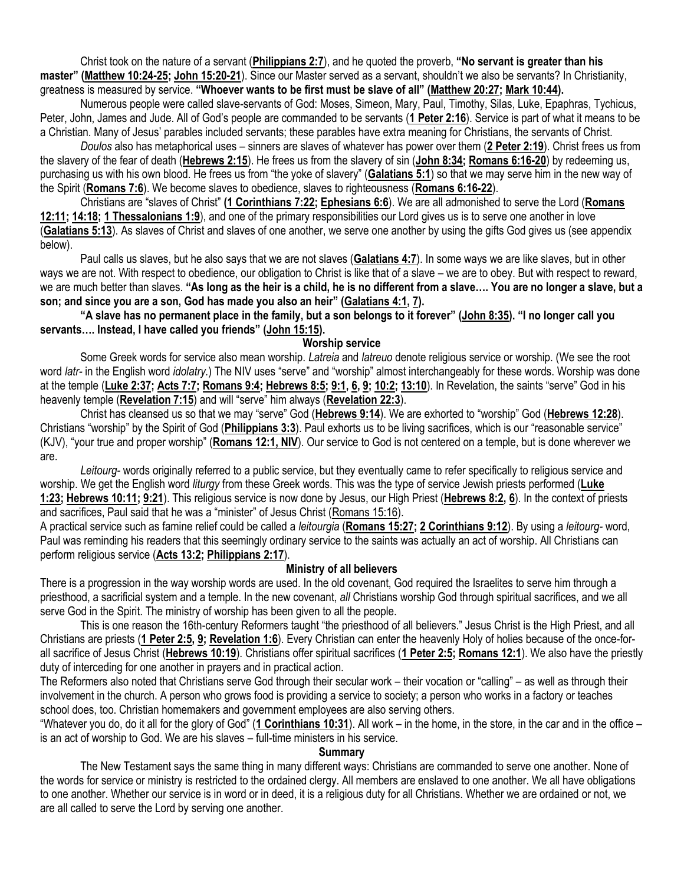Christ took on the nature of a servant (**Philippians 2:7**), and he quoted the proverb, **"No servant is greater than his master" (Matthew 10:24-25; John 15:20-21**). Since our Master served as a servant, shouldn't we also be servants? In Christianity, greatness is measured by service. **"Whoever wants to be first must be slave of all" (Matthew 20:27; Mark 10:44).**

Numerous people were called slave-servants of God: Moses, Simeon, Mary, Paul, Timothy, Silas, Luke, Epaphras, Tychicus, Peter, John, James and Jude. All of God's people are commanded to be servants (**1 Peter 2:16**). Service is part of what it means to be a Christian. Many of Jesus' parables included servants; these parables have extra meaning for Christians, the servants of Christ.

*Doulos* also has metaphorical uses – sinners are slaves of whatever has power over them (**2 Peter 2:19**). Christ frees us from the slavery of the fear of death (**Hebrews 2:15**). He frees us from the slavery of sin (**John 8:34; Romans 6:16-20**) by redeeming us, purchasing us with his own blood. He frees us from "the yoke of slavery" (**Galatians 5:1**) so that we may serve him in the new way of the Spirit (**Romans 7:6**). We become slaves to obedience, slaves to righteousness (**Romans 6:16-22**).

Christians are "slaves of Christ" **(1 Corinthians 7:22; Ephesians 6:6**). We are all admonished to serve the Lord (**Romans 12:11; 14:18; 1 Thessalonians 1:9**), and one of the primary responsibilities our Lord gives us is to serve one another in love (**Galatians 5:13**). As slaves of Christ and slaves of one another, we serve one another by using the gifts God gives us (see appendix below).

Paul calls us slaves, but he also says that we are not slaves (**Galatians 4:7**). In some ways we are like slaves, but in other ways we are not. With respect to obedience, our obligation to Christ is like that of a slave – we are to obey. But with respect to reward, we are much better than slaves. **"As long as the heir is a child, he is no different from a slave…. You are no longer a slave, but a son; and since you are a son, God has made you also an heir" (Galatians 4:1, 7).**

**"A slave has no permanent place in the family, but a son belongs to it forever" (John 8:35). "I no longer call you servants…. Instead, I have called you friends" (John 15:15).**

### Worship service

Some Greek words for service also mean worship. *Latreia* and *latreuo* denote religious service or worship. (We see the root word *latr-* in the English word *idolatry.*) The NIV uses "serve" and "worship" almost interchangeably for these words. Worship was done at the temple (**Luke 2:37; Acts 7:7; Romans 9:4; Hebrews 8:5; 9:1, 6, 9; 10:2; 13:10**). In Revelation, the saints "serve" God in his heavenly temple (**Revelation 7:15**) and will "serve" him always (**Revelation 22:3**).

Christ has cleansed us so that we may "serve" God (**Hebrews 9:14**). We are exhorted to "worship" God (**Hebrews 12:28**). Christians "worship" by the Spirit of God (**Philippians 3:3**). Paul exhorts us to be living sacrifices, which is our "reasonable service" (KJV), "your true and proper worship" (**Romans 12:1, NIV**). Our service to God is not centered on a temple, but is done wherever we are.

*Leitourg-* words originally referred to a public service, but they eventually came to refer specifically to religious service and worship. We get the English word *liturgy* from these Greek words. This was the type of service Jewish priests performed (**Luke 1:23; Hebrews 10:11; 9:21**). This religious service is now done by Jesus, our High Priest (**Hebrews 8:2, 6**). In the context of priests and sacrifices, Paul said that he was a "minister" of Jesus Christ (Romans 15:16).

A practical service such as famine relief could be called a *leitourgia* (**Romans 15:27; 2 Corinthians 9:12**). By using a *leitourg-* word, Paul was reminding his readers that this seemingly ordinary service to the saints was actually an act of worship. All Christians can perform religious service (**Acts 13:2; Philippians 2:17**).

### Ministry of all believers

There is a progression in the way worship words are used. In the old covenant, God required the Israelites to serve him through a priesthood, a sacrificial system and a temple. In the new covenant, *all* Christians worship God through spiritual sacrifices, and we all serve God in the Spirit. The ministry of worship has been given to all the people.

This is one reason the 16th-century Reformers taught "the priesthood of all believers." Jesus Christ is the High Priest, and all Christians are priests (**1 Peter 2:5, 9; Revelation 1:6**). Every Christian can enter the heavenly Holy of holies because of the once-for-all sacrifice of Jesus Christ (**Hebrews 10:19**). Christians offer spiritual sacrifices (**1 Peter 2:5; Romans 12:1**). We also have the priestly duty of interceding for one another in prayers and in practical action.

The Reformers also noted that Christians serve God through their secular work – their vocation or "calling" – as well as through their involvement in the church. A person who grows food is providing a service to society; a person who works in a factory or teaches school does, too. Christian homemakers and government employees are also serving others.

"Whatever you do, do it all for the glory of God" (**1 Corinthians 10:31**). All work – in the home, in the store, in the car and in the office – is an act of worship to God. We are his slaves – full-time ministers in his service.

### Summary

The New Testament says the same thing in many different ways: Christians are commanded to serve one another. None of the words for service or ministry is restricted to the ordained clergy. All members are enslaved to one another. We all have obligations to one another. Whether our service is in word or in deed, it is a religious duty for all Christians. Whether we are ordained or not, we are all called to serve the Lord by serving one another.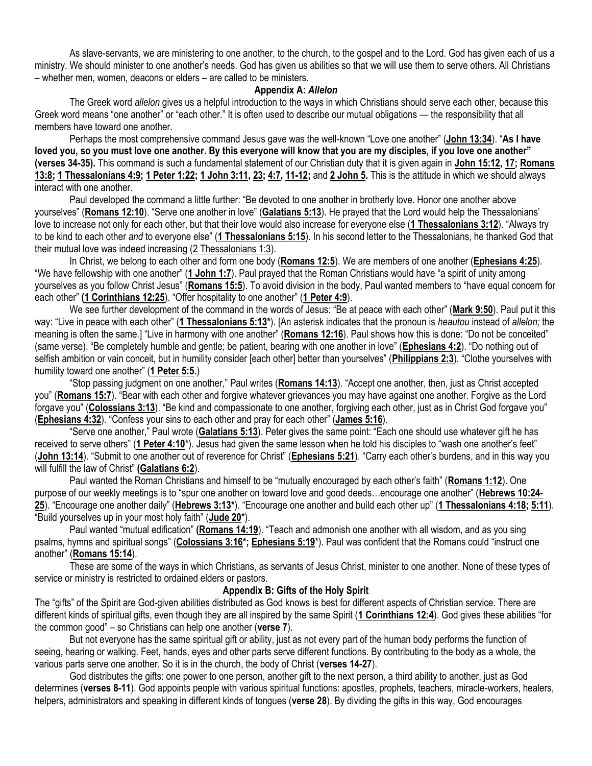As slave-servants, we are ministering to one another, to the church, to the gospel and to the Lord. God has given each of us a ministry. We should minister to one another's needs. God has given us abilities so that we will use them to serve others. All Christians – whether men, women, deacons or elders – are called to be ministers.

## Appendix A: *Allelon*

The Greek word *allelon* gives us a helpful introduction to the ways in which Christians should serve each other, because this Greek word means "one another" or "each other." It is often used to describe our mutual obligations — the responsibility that all members have toward one another.

Perhaps the most comprehensive command Jesus gave was the well-known "Love one another" (**John 13:34**). "**As I have loved you, so you must love one another. By this everyone will know that you are my disciples, if you love one another" (verses 34-35).** This command is such a fundamental statement of our Christian duty that it is given again in **John 15:12, 17; Romans 13:8; 1 Thessalonians 4:9; 1 Peter 1:22; 1 John 3:11, 23; 4:7, 11-12;** and **2 John 5.** This is the attitude in which we should always interact with one another.

Paul developed the command a little further: "Be devoted to one another in brotherly love. Honor one another above yourselves" (**Romans 12:10**). "Serve one another in love" (**Galatians 5:13**). He prayed that the Lord would help the Thessalonians' love to increase not only for each other, but that their love would also increase for everyone else (**1 Thessalonians 3:12**). "Always try to be kind to each other *and* to everyone else" (**1 Thessalonians 5:15**). In his second letter to the Thessalonians, he thanked God that their mutual love was indeed increasing (2 Thessalonians 1:3).

In Christ, we belong to each other and form one body (**Romans 12:5**). We are members of one another (**Ephesians 4:25**). "We have fellowship with one another" (**1 John 1:7**). Paul prayed that the Roman Christians would have "a spirit of unity among yourselves as you follow Christ Jesus" (**Romans 15:5**). To avoid division in the body, Paul wanted members to "have equal concern for each other" **(1 Corinthians 12:25**). "Offer hospitality to one another" (**1 Peter 4:9**).

We see further development of the command in the words of Jesus: "Be at peace with each other" (**Mark 9:50**). Paul put it this way: "Live in peace with each other" (**1 Thessalonians 5:13***). [An asterisk indicates that the pronoun is *heautou* instead of *allelon;* the meaning is often the same.] "Live in harmony with one another" (**Romans 12:16**). Paul shows how this is done: "Do not be conceited" (same verse). "Be completely humble and gentle; be patient, bearing with one another in love" (**Ephesians 4:2**). "Do nothing out of selfish ambition or vain conceit, but in humility consider [each other] better than yourselves" (**Philippians 2:3**). "Clothe yourselves with humility toward one another" (**1 Peter 5:5.**)

"Stop passing judgment on one another," Paul writes (**Romans 14:13**). "Accept one another, then, just as Christ accepted you" (**Romans 15:7**). "Bear with each other and forgive whatever grievances you may have against one another. Forgive as the Lord forgave you" (**Colossians 3:13**). "Be kind and compassionate to one another, forgiving each other, just as in Christ God forgave you" (**Ephesians 4:32**). "Confess your sins to each other and pray for each other" (**James 5:16**).

"Serve one another," Paul wrote (**Galatians 5:13**). Peter gives the same point: "Each one should use whatever gift he has received to serve others" (**1 Peter 4:10***). Jesus had given the same lesson when he told his disciples to "wash one another's feet" (**John 13:14**). "Submit to one another out of reverence for Christ" (**Ephesians 5:21**). "Carry each other's burdens, and in this way you will fulfill the law of Christ" **(Galatians 6:2**).

Paul wanted the Roman Christians and himself to be "mutually encouraged by each other's faith" (**Romans 1:12**). One purpose of our weekly meetings is to "spur one another on toward love and good deeds…encourage one another" (**Hebrews 10:24-25**). "Encourage one another daily" (**Hebrews 3:13***). "Encourage one another and build each other up" (**1 Thessalonians 4:18; 5:11**). "Build yourselves up in your most holy faith" (**Jude 20***).

Paul wanted "mutual edification" **(Romans 14:19**). "Teach and admonish one another with all wisdom, and as you sing psalms, hymns and spiritual songs" (**Colossians 3:16*; Ephesians 5:19***). Paul was confident that the Romans could "instruct one another" (**Romans 15:14**).

These are some of the ways in which Christians, as servants of Jesus Christ, minister to one another. None of these types of service or ministry is restricted to ordained elders or pastors.

## Appendix B: Gifts of the Holy Spirit

The "gifts" of the Spirit are God-given abilities distributed as God knows is best for different aspects of Christian service. There are different kinds of spiritual gifts, even though they are all inspired by the same Spirit (**1 Corinthians 12:4**). God gives these abilities "for the common good" – so Christians can help one another (**verse 7**).

But not everyone has the same spiritual gift or ability, just as not every part of the human body performs the function of seeing, hearing or walking. Feet, hands, eyes and other parts serve different functions. By contributing to the body as a whole, the various parts serve one another. So it is in the church, the body of Christ (**verses 14-27**).

God distributes the gifts: one power to one person, another gift to the next person, a third ability to another, just as God determines (**verses 8-11**). God appoints people with various spiritual functions: apostles, prophets, teachers, miracle-workers, healers, helpers, administrators and speaking in different kinds of tongues (**verse 28**). By dividing the gifts in this way, God encourages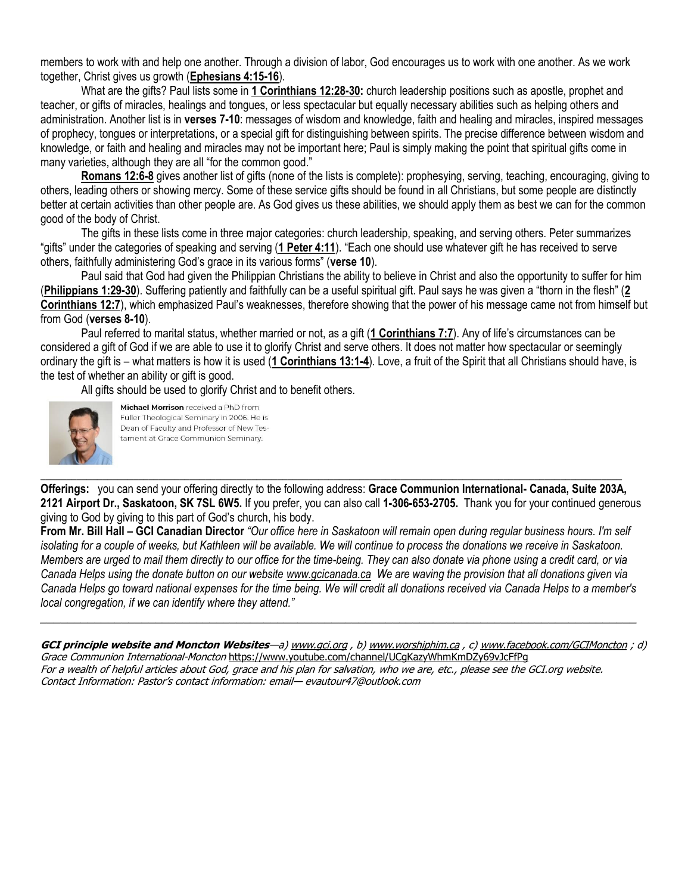members to work with and help one another. Through a division of labor, God encourages us to work with one another. As we work together, Christ gives us growth (**Ephesians 4:15-16**).

What are the gifts? Paul lists some in **1 Corinthians 12:28-30:** church leadership positions such as apostle, prophet and teacher, or gifts of miracles, healings and tongues, or less spectacular but equally necessary abilities such as helping others and administration. Another list is in **verses 7-10**: messages of wisdom and knowledge, faith and healing and miracles, inspired messages of prophecy, tongues or interpretations, or a special gift for distinguishing between spirits. The precise difference between wisdom and knowledge, or faith and healing and miracles may not be important here; Paul is simply making the point that spiritual gifts come in many varieties, although they are all "for the common good."

**Romans 12:6-8** gives another list of gifts (none of the lists is complete): prophesying, serving, teaching, encouraging, giving to others, leading others or showing mercy. Some of these service gifts should be found in all Christians, but some people are distinctly better at certain activities than other people are. As God gives us these abilities, we should apply them as best we can for the common good of the body of Christ.

The gifts in these lists come in three major categories: church leadership, speaking, and serving others. Peter summarizes "gifts" under the categories of speaking and serving (**1 Peter 4:11**). "Each one should use whatever gift he has received to serve others, faithfully administering God's grace in its various forms" (**verse 10**).

Paul said that God had given the Philippian Christians the ability to believe in Christ and also the opportunity to suffer for him (**Philippians 1:29-30**). Suffering patiently and faithfully can be a useful spiritual gift. Paul says he was given a "thorn in the flesh" (**2 Corinthians 12:7**), which emphasized Paul's weaknesses, therefore showing that the power of his message came not from himself but from God (**verses 8-10**).

Paul referred to marital status, whether married or not, as a gift (**1 Corinthians 7:7**). Any of life's circumstances can be considered a gift of God if we are able to use it to glorify Christ and serve others. It does not matter how spectacular or seemingly ordinary the gift is – what matters is how it is used (**1 Corinthians 13:1-4**). Love, a fruit of the Spirit that all Christians should have, is the test of whether an ability or gift is good.

All gifts should be used to glorify Christ and to benefit others.

**Michael Morrison** received a PhD from Fuller Theological Seminary in 2006. He is Dean of Faculty and Professor of New Testament at Grace Communion Seminary.

---

**Offerings:** you can send your offering directly to the following address: **Grace Communion International- Canada, Suite 203A, 2121 Airport Dr., Saskatoon, SK 7SL 6W5.** If you prefer, you can also call **1-306-653-2705.** Thank you for your continued generous giving to God by giving to this part of God's church, his body.

**From Mr. Bill Hall – GCI Canadian Director** *"Our office here in Saskatoon will remain open during regular business hours. I'm self isolating for a couple of weeks, but Kathleen will be available. We will continue to process the donations we receive in Saskatoon. Members are urged to mail them directly to our office for the time-being. They can also donate via phone using a credit card, or via Canada Helps using the donate button on our website www.gcicanada.ca We are waving the provision that all donations given via Canada Helps go toward national expenses for the time being. We will credit all donations received via Canada Helps to a member's local congregation, if we can identify where they attend."*

---

***GCI principle website and Moncton Websites****—a) www.gci.org , b) www.worshiphim.ca , c) www.facebook.com/GCIMoncton ; d) Grace Communion International-Moncton* https://www.youtube.com/channel/UCgKazyWhmKmDZy69vJcFfPg
*For a wealth of helpful articles about God, grace and his plan for salvation, who we are, etc., please see the GCI.org website.*
*Contact Information: Pastor's contact information: email— evautour47@outlook.com*